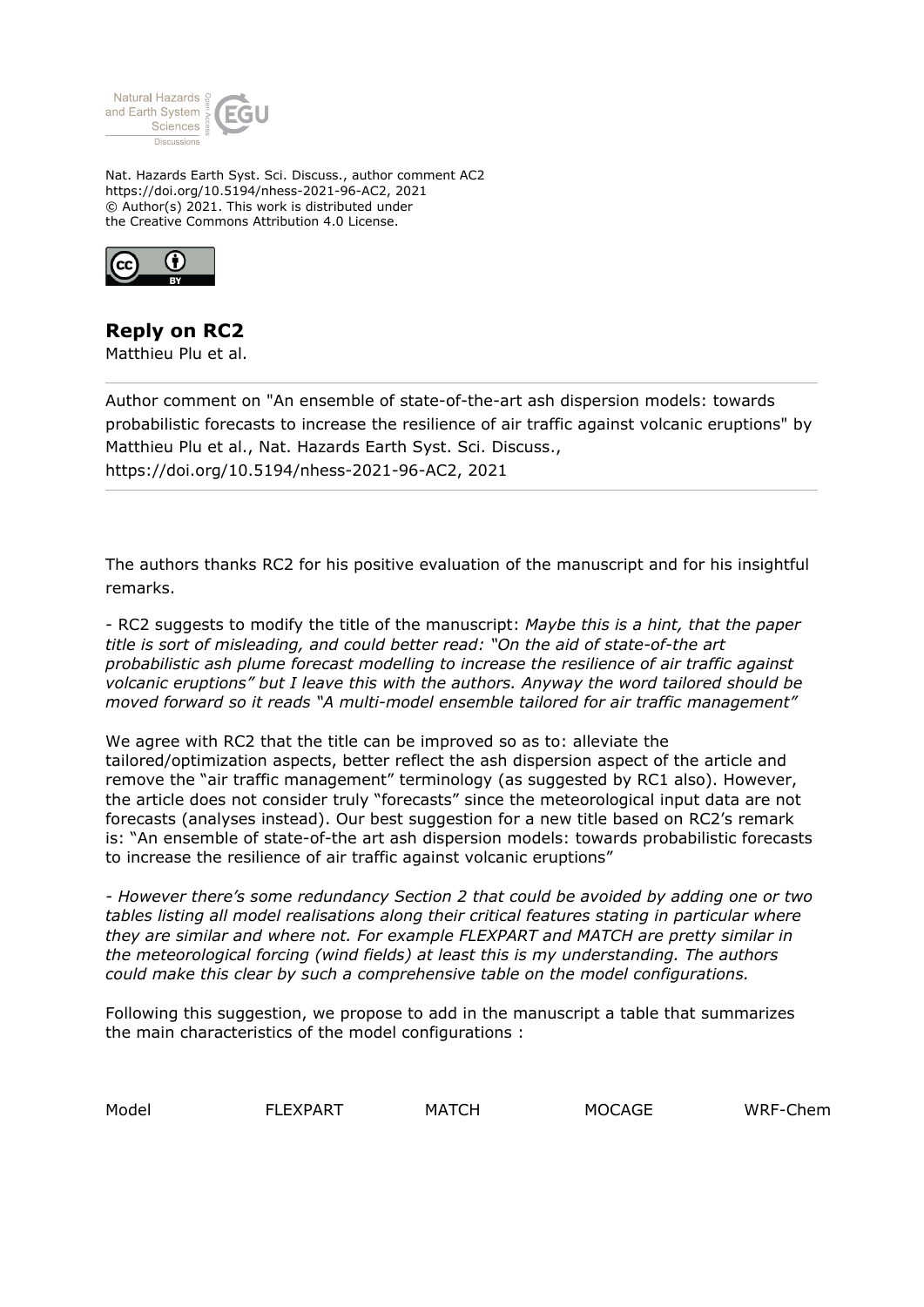Nat. Hazards Earth Syst. Sci. Discuss., author comment AC2
https://doi.org/10.5194/nhess-2021-96-AC2, 2021
© Author(s) 2021. This work is distributed under
the Creative Commons Attribution 4.0 License.

## Reply on RC2

Matthieu Plu et al.

Author comment on "An ensemble of state-of-the-art ash dispersion models: towards probabilistic forecasts to increase the resilience of air traffic against volcanic eruptions" by Matthieu Plu et al., Nat. Hazards Earth Syst. Sci. Discuss., https://doi.org/10.5194/nhess-2021-96-AC2, 2021

---

The authors thanks RC2 for his positive evaluation of the manuscript and for his insightful remarks.

- RC2 suggests to modify the title of the manuscript: *Maybe this is a hint, that the paper title is sort of misleading, and could better read: "On the aid of state-of-the art probabilistic ash plume forecast modelling to increase the resilience of air traffic against volcanic eruptions" but I leave this with the authors. Anyway the word tailored should be moved forward so it reads "A multi-model ensemble tailored for air traffic management"*

We agree with RC2 that the title can be improved so as to: alleviate the tailored/optimization aspects, better reflect the ash dispersion aspect of the article and remove the "air traffic management" terminology (as suggested by RC1 also). However, the article does not consider truly "forecasts" since the meteorological input data are not forecasts (analyses instead). Our best suggestion for a new title based on RC2's remark is: "An ensemble of state-of-the art ash dispersion models: towards probabilistic forecasts to increase the resilience of air traffic against volcanic eruptions"

*- However there's some redundancy Section 2 that could be avoided by adding one or two tables listing all model realisations along their critical features stating in particular where they are similar and where not. For example FLEXPART and MATCH are pretty similar in the meteorological forcing (wind fields) at least this is my understanding. The authors could make this clear by such a comprehensive table on the model configurations.*

Following this suggestion, we propose to add in the manuscript a table that summarizes the main characteristics of the model configurations :

| Model | FLEXPART | MATCH | MOCAGE | WRF-Chem |
|---|---|---|---|---|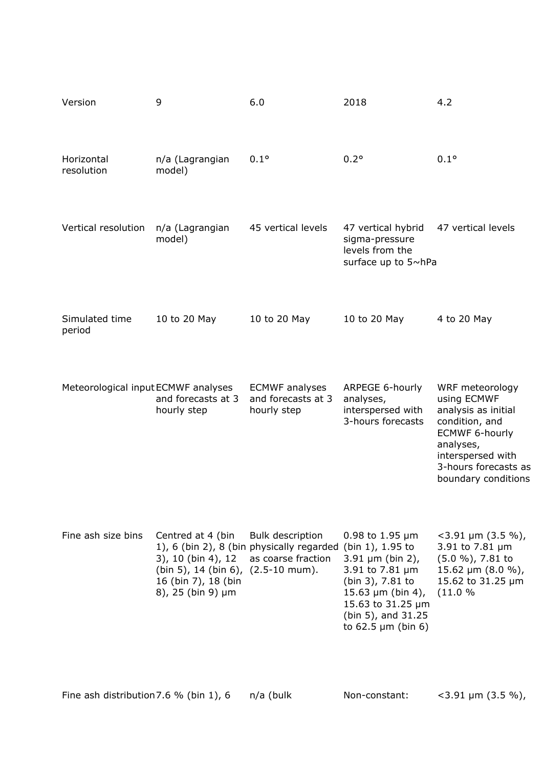| | | | | |
|---|---|---|---|---|
| Version | 9 | 6.0 | 2018 | 4.2 |
| Horizontal resolution | n/a (Lagrangian model) | 0.1° | 0.2° | 0.1° |
| Vertical resolution | n/a (Lagrangian model) | 45 vertical levels | 47 vertical hybrid sigma-pressure levels from the surface up to 5~hPa | 47 vertical levels |
| Simulated time period | 10 to 20 May | 10 to 20 May | 10 to 20 May | 4 to 20 May |
| Meteorological input | ECMWF analyses and forecasts at 3 hourly step | ECMWF analyses and forecasts at 3 hourly step | ARPEGE 6-hourly analyses, interspersed with 3-hours forecasts | WRF meteorology using ECMWF analysis as initial condition, and ECMWF 6-hourly analyses, interspersed with 3-hours forecasts as boundary conditions |
| Fine ash size bins | Centred at 4 (bin 1), 6 (bin 2), 8 (bin 3), 10 (bin 4), 12 (bin 5), 14 (bin 6), 16 (bin 7), 18 (bin 8), 25 (bin 9) µm | Bulk description physically regarded as coarse fraction (2.5-10 mum). | 0.98 to 1.95 µm (bin 1), 1.95 to 3.91 µm (bin 2), 3.91 to 7.81 µm (bin 3), 7.81 to 15.63 µm (bin 4), 15.63 to 31.25 µm (bin 5), and 31.25 to 62.5 µm (bin 6) | <3.91 µm (3.5 %), 3.91 to 7.81 µm (5.0 %), 7.81 to 15.62 µm (8.0 %), 15.62 to 31.25 µm (11.0 % |
| Fine ash distribution | 7.6 % (bin 1), 6 | n/a (bulk | Non-constant: | <3.91 µm (3.5 %), |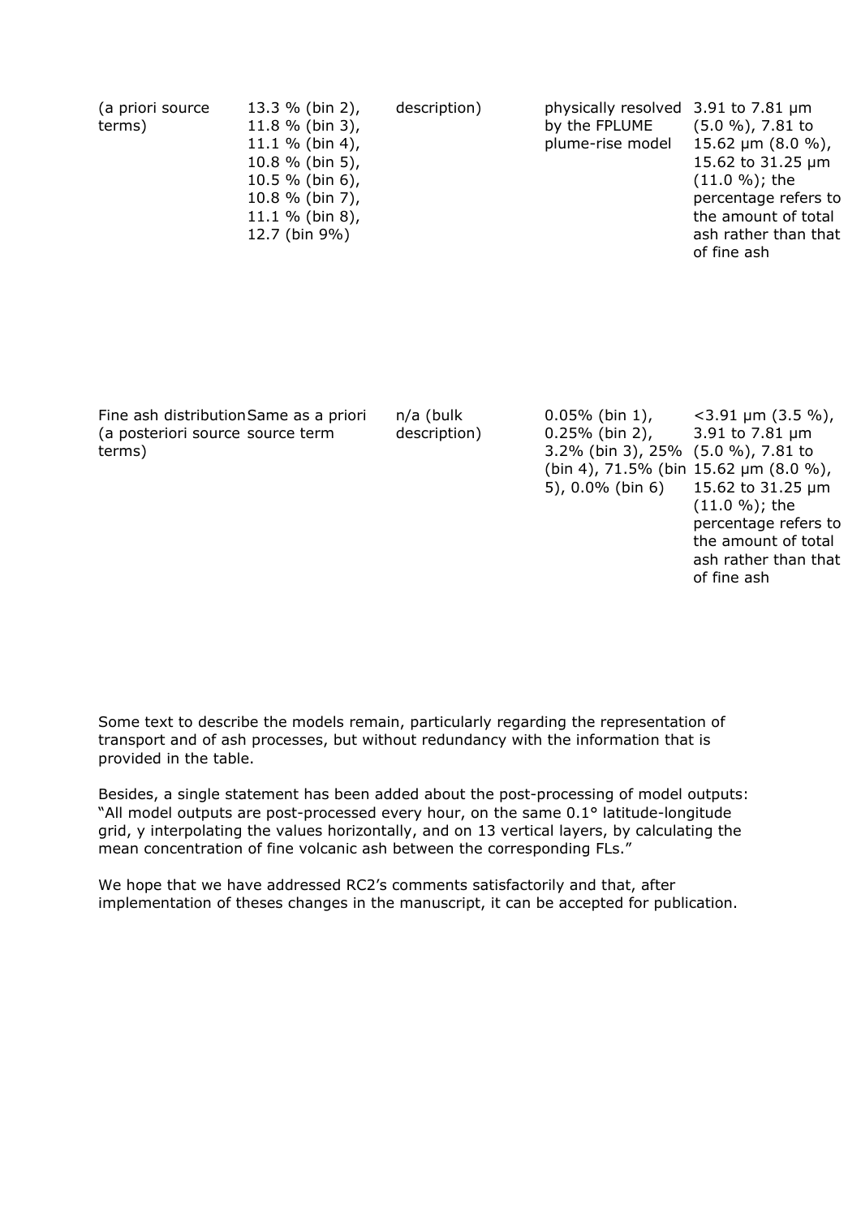| | | | | |
|---|---|---|---|---|
| (a priori source terms) | 13.3 % (bin 2), 11.8 % (bin 3), 11.1 % (bin 4), 10.8 % (bin 5), 10.5 % (bin 6), 10.8 % (bin 7), 11.1 % (bin 8), 12.7 (bin 9%) | description) | physically resolved by the FPLUME plume-rise model | 3.91 to 7.81 µm (5.0 %), 7.81 to 15.62 µm (8.0 %), 15.62 to 31.25 µm (11.0 %); the percentage refers to the amount of total ash rather than that of fine ash |
| Fine ash distribution (a posteriori source terms) | Same as a priori source term | n/a (bulk description) | 0.05% (bin 1), 0.25% (bin 2), 3.2% (bin 3), 25% (bin 4), 71.5% (bin 5), 0.0% (bin 6) | <3.91 µm (3.5 %), 3.91 to 7.81 µm (5.0 %), 7.81 to 15.62 µm (8.0 %), 15.62 to 31.25 µm (11.0 %); the percentage refers to the amount of total ash rather than that of fine ash |

Some text to describe the models remain, particularly regarding the representation of transport and of ash processes, but without redundancy with the information that is provided in the table.

Besides, a single statement has been added about the post-processing of model outputs: "All model outputs are post-processed every hour, on the same 0.1° latitude-longitude grid, y interpolating the values horizontally, and on 13 vertical layers, by calculating the mean concentration of fine volcanic ash between the corresponding FLs."

We hope that we have addressed RC2's comments satisfactorily and that, after implementation of theses changes in the manuscript, it can be accepted for publication.